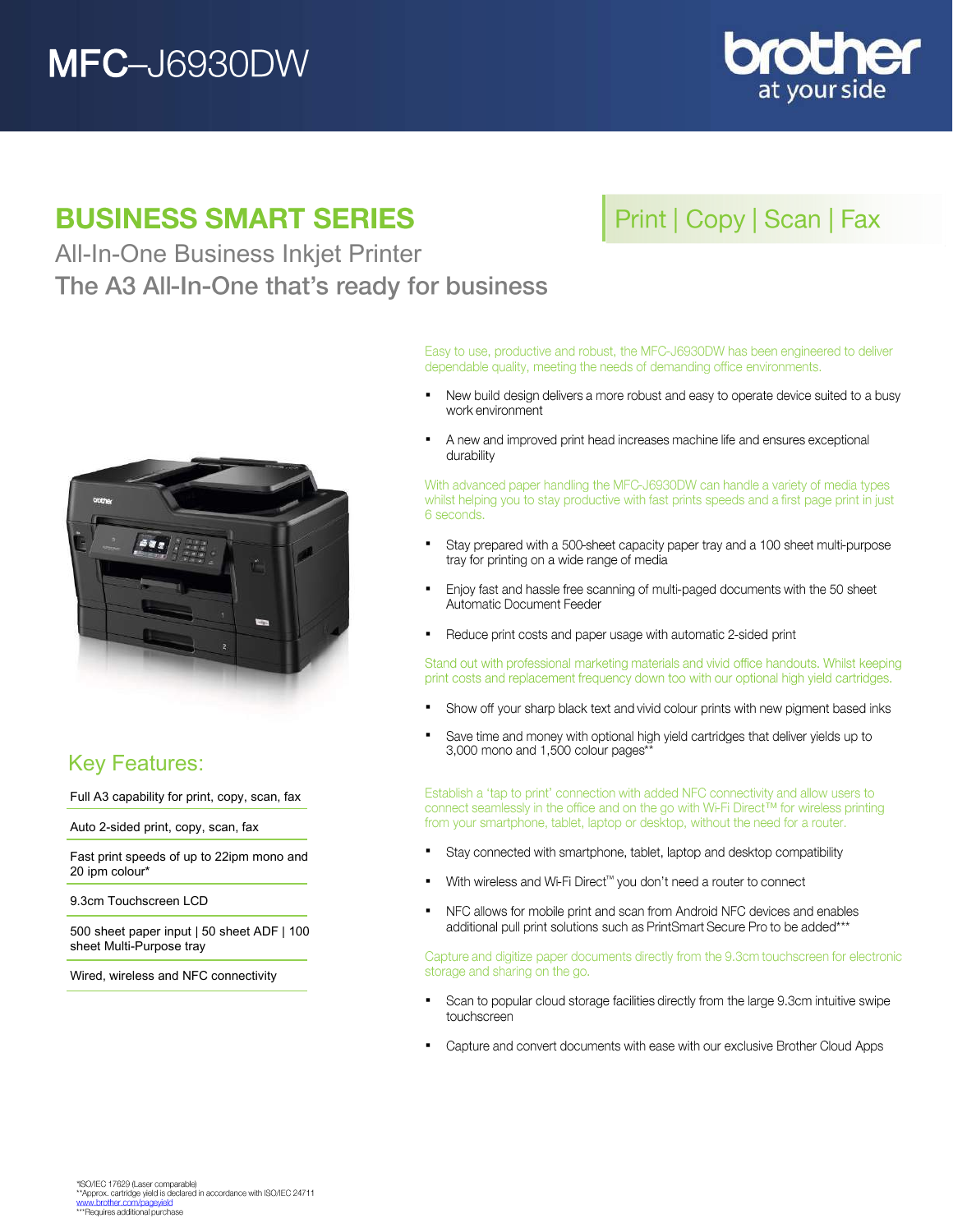# MFC–J6930DW

## BUSINESS SMART SERIES

Print | Copy | Scan | Fax

All-In-One Business Inkjet Printer

The A3 All-In-One that's ready for business

### Key Features:

- Full A3 capability for print, copy, scan, fax
- Auto 2-sided print, copy, scan, fax
- Fast print speeds of up to 22ipm mono and 20 ipm colour*
- 9.3cm Touchscreen LCD
- 500 sheet paper input | 50 sheet ADF | 100 sheet Multi-Purpose tray
- Wired, wireless and NFC connectivity

Easy to use, productive and robust, the MFC-J6930DW has been engineered to deliver dependable quality, meeting the needs of demanding office environments.

- New build design delivers a more robust and easy to operate device suited to a busy work environment
- A new and improved print head increases machine life and ensures exceptional durability

With advanced paper handling the MFC-J6930DW can handle a variety of media types whilst helping you to stay productive with fast prints speeds and a first page print in just 6 seconds.

- Stay prepared with a 500-sheet capacity paper tray and a 100 sheet multi-purpose tray for printing on a wide range of media
- Enjoy fast and hassle free scanning of multi-paged documents with the 50 sheet Automatic Document Feeder
- Reduce print costs and paper usage with automatic 2-sided print

Stand out with professional marketing materials and vivid office handouts. Whilst keeping print costs and replacement frequency down too with our optional high yield cartridges.

- Show off your sharp black text and vivid colour prints with new pigment based inks
- Save time and money with optional high yield cartridges that deliver yields up to 3,000 mono and 1,500 colour pages**

Establish a 'tap to print' connection with added NFC connectivity and allow users to connect seamlessly in the office and on the go with Wi-Fi Direct™ for wireless printing from your smartphone, tablet, laptop or desktop, without the need for a router.

- Stay connected with smartphone, tablet, laptop and desktop compatibility
- With wireless and Wi-Fi Direct™ you don't need a router to connect
- NFC allows for mobile print and scan from Android NFC devices and enables additional pull print solutions such as PrintSmart Secure Pro to be added***

Capture and digitize paper documents directly from the 9.3cm touchscreen for electronic storage and sharing on the go.

- Scan to popular cloud storage facilities directly from the large 9.3cm intuitive swipe touchscreen
- Capture and convert documents with ease with our exclusive Brother Cloud Apps

*ISO/IEC 17629 (Laser comparable)
**Approx. cartridge yield is declared in accordance with ISO/IEC 24711
www.brother.com/pageyield
***Requires additional purchase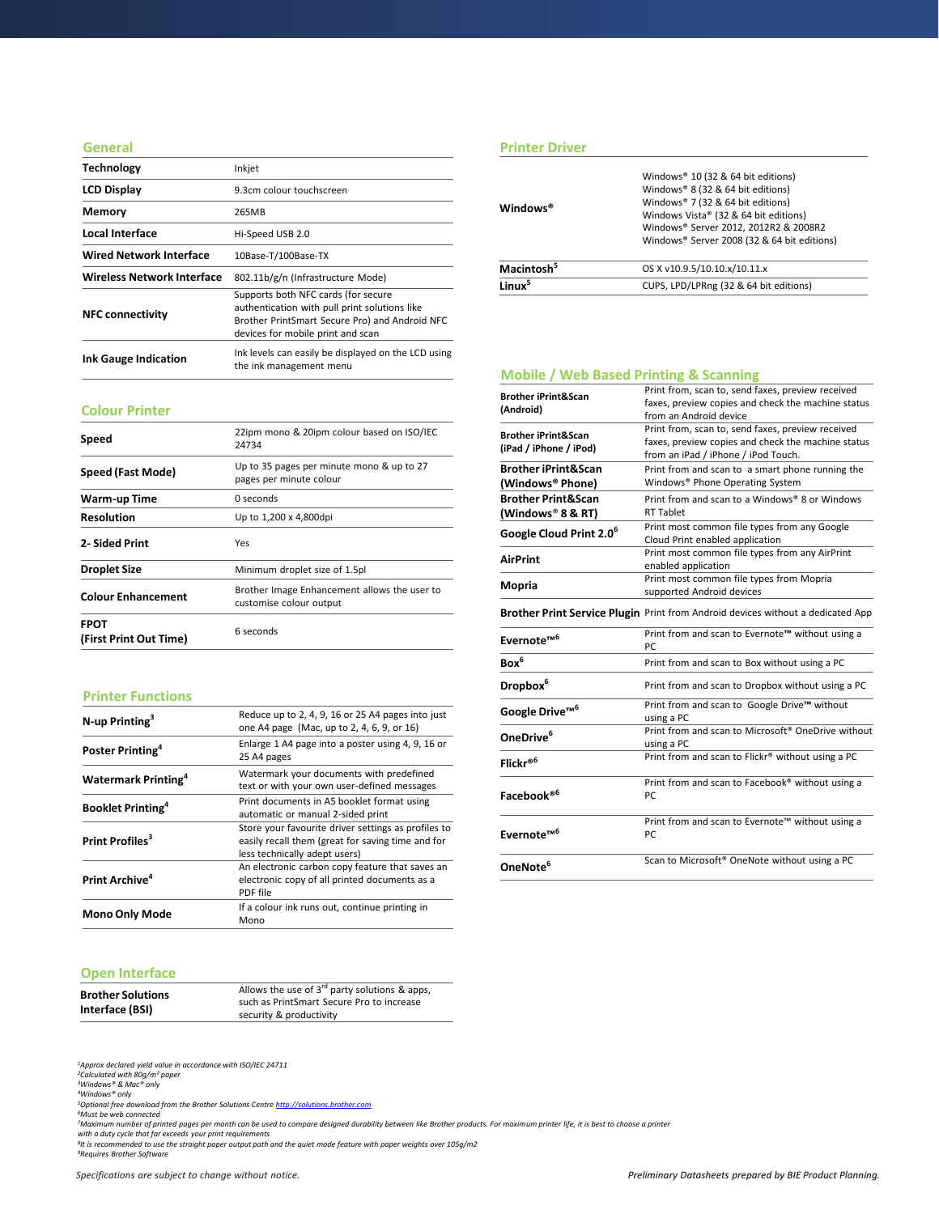## General

| | |
|---|---|
| **Technology** | Inkjet |
| **LCD Display** | 9.3cm colour touchscreen |
| **Memory** | 265MB |
| **Local Interface** | Hi-Speed USB 2.0 |
| **Wired Network Interface** | 10Base-T/100Base-TX |
| **Wireless Network Interface** | 802.11b/g/n (Infrastructure Mode) |
| **NFC connectivity** | Supports both NFC cards (for secure authentication with pull print solutions like Brother PrintSmart Secure Pro) and Android NFC devices for mobile print and scan |
| **Ink Gauge Indication** | Ink levels can easily be displayed on the LCD using the ink management menu |

## Colour Printer

| | |
|---|---|
| **Speed** | 22ipm mono & 20ipm colour based on ISO/IEC 24734 |
| **Speed (Fast Mode)** | Up to 35 pages per minute mono & up to 27 pages per minute colour |
| **Warm-up Time** | 0 seconds |
| **Resolution** | Up to 1,200 x 4,800dpi |
| **2- Sided Print** | Yes |
| **Droplet Size** | Minimum droplet size of 1.5pl |
| **Colour Enhancement** | Brother Image Enhancement allows the user to customise colour output |
| **FPOT (First Print Out Time)** | 6 seconds |

## Printer Functions

| | |
|---|---|
| **N-up Printing**[3] | Reduce up to 2, 4, 9, 16 or 25 A4 pages into just one A4 page (Mac, up to 2, 4, 6, 9, or 16) |
| **Poster Printing**[4] | Enlarge 1 A4 page into a poster using 4, 9, 16 or 25 A4 pages |
| **Watermark Printing**[4] | Watermark your documents with predefined text or with your own user-defined messages |
| **Booklet Printing**[4] | Print documents in A5 booklet format using automatic or manual 2-sided print |
| **Print Profiles**[3] | Store your favourite driver settings as profiles to easily recall them (great for saving time and for less technically adept users) |
| **Print Archive**[4] | An electronic carbon copy feature that saves an electronic copy of all printed documents as a PDF file |
| **Mono Only Mode** | If a colour ink runs out, continue printing in Mono |

## Open Interface

| | |
|---|---|
| **Brother Solutions Interface (BSI)** | Allows the use of 3rd party solutions & apps, such as PrintSmart Secure Pro to increase security & productivity |

## Printer Driver

| | |
|---|---|
| **Windows®** | Windows® 10 (32 & 64 bit editions)<br>Windows® 8 (32 & 64 bit editions)<br>Windows® 7 (32 & 64 bit editions)<br>Windows Vista® (32 & 64 bit editions)<br>Windows® Server 2012, 2012R2 & 2008R2<br>Windows® Server 2008 (32 & 64 bit editions) |
| **Macintosh**[5] | OS X v10.9.5/10.10.x/10.11.x |
| **Linux**[5] | CUPS, LPD/LPRng (32 & 64 bit editions) |

## Mobile / Web Based Printing & Scanning

| | |
|---|---|
| **Brother iPrint&Scan (Android)** | Print from, scan to, send faxes, preview received faxes, preview copies and check the machine status from an Android device |
| **Brother iPrint&Scan (iPad / iPhone / iPod)** | Print from, scan to, send faxes, preview received faxes, preview copies and check the machine status from an iPad / iPhone / iPod Touch. |
| **Brother iPrint&Scan (Windows® Phone)** | Print from and scan to a smart phone running the Windows® Phone Operating System |
| **Brother Print&Scan (Windows® 8 & RT)** | Print from and scan to a Windows® 8 or Windows RT Tablet |
| **Google Cloud Print 2.0**[6] | Print most common file types from any Google Cloud Print enabled application |
| **AirPrint** | Print most common file types from any AirPrint enabled application |
| **Mopria** | Print most common file types from Mopria supported Android devices |
| **Brother Print Service Plugin** | Print from Android devices without a dedicated App |
| **Evernote™**[6] | Print from and scan to Evernote™ without using a PC |
| **Box**[6] | Print from and scan to Box without using a PC |
| **Dropbox**[6] | Print from and scan to Dropbox without using a PC |
| **Google Drive™**[6] | Print from and scan to Google Drive™ without using a PC |
| **OneDrive**[6] | Print from and scan to Microsoft® OneDrive without using a PC |
| **Flickr®**[6] | Print from and scan to Flickr® without using a PC |
| **Facebook®**[6] | Print from and scan to Facebook® without using a PC |
| **Evernote™**[6] | Print from and scan to Evernote™ without using a PC |
| **OneNote**[6] | Scan to Microsoft® OneNote without using a PC |

*[1]Approx declared yield value in accordance with ISO/IEC 24711*
*[2]Calculated with 80g/m² paper*
*[3]Windows® & Mac® only*
*[4]Windows® only*
*[5]Optional free download from the Brother Solutions Centre [http://solutions.brother.com](http://solutions.brother.com)*
*[6]Must be web connected*
*[7]Maximum number of printed pages per month can be used to compare designed durability between like Brother products. For maximum printer life, it is best to choose a printer with a duty cycle that far exceeds your print requirements*
*[8]It is recommended to use the straight paper output path and the quiet mode feature with paper weights over 105g/m2*
*[9]Requires Brother Software*

*Specifications are subject to change without notice.*

*Preliminary Datasheets prepared by BIE Product Planning.*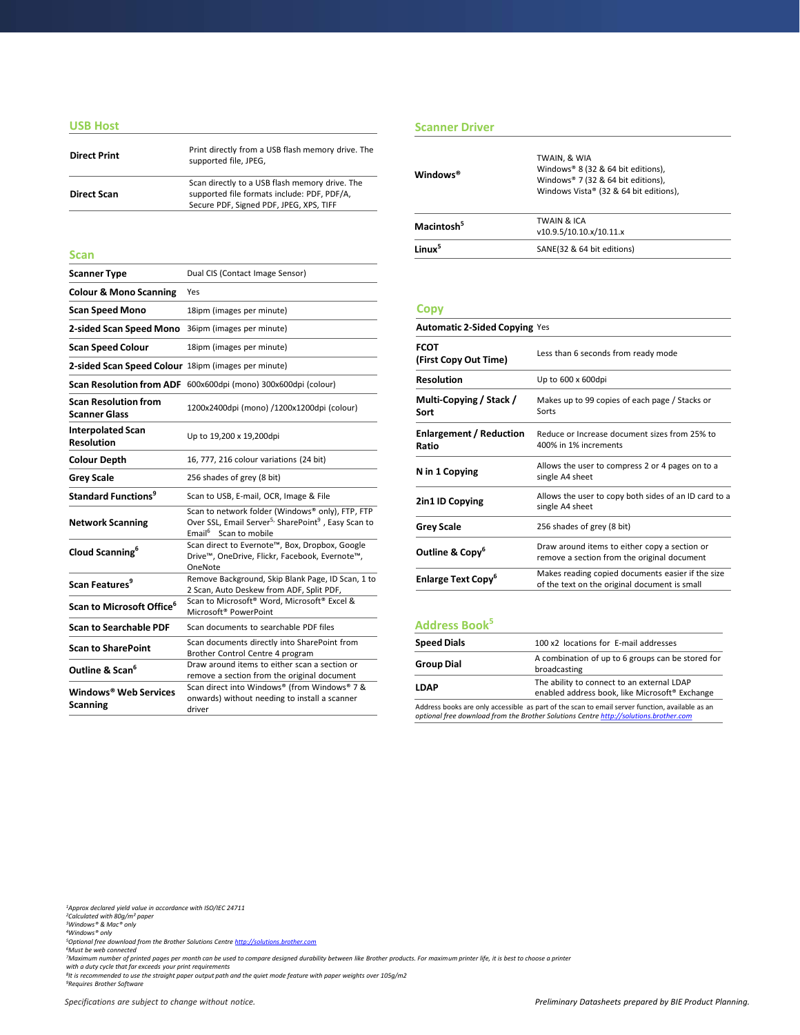## USB Host

| | |
|---|---|
| **Direct Print** | Print directly from a USB flash memory drive. The supported file, JPEG, |
| **Direct Scan** | Scan directly to a USB flash memory drive. The supported file formats include: PDF, PDF/A, Secure PDF, Signed PDF, JPEG, XPS, TIFF |

## Scan

| | |
|---|---|
| **Scanner Type** | Dual CIS (Contact Image Sensor) |
| **Colour & Mono Scanning** | Yes |
| **Scan Speed Mono** | 18ipm (images per minute) |
| **2-sided Scan Speed Mono** | 36ipm (images per minute) |
| **Scan Speed Colour** | 18ipm (images per minute) |
| **2-sided Scan Speed Colour** | 18ipm (images per minute) |
| **Scan Resolution from ADF** | 600x600dpi (mono) 300x600dpi (colour) |
| **Scan Resolution from Scanner Glass** | 1200x2400dpi (mono) /1200x1200dpi (colour) |
| **Interpolated Scan Resolution** | Up to 19,200 x 19,200dpi |
| **Colour Depth** | 16, 777, 216 colour variations (24 bit) |
| **Grey Scale** | 256 shades of grey (8 bit) |
| **Standard Functions**[9] | Scan to USB, E-mail, OCR, Image & File |
| **Network Scanning** | Scan to network folder (Windows® only), FTP, FTP Over SSL, Email Server[5,] SharePoint[9] , Easy Scan to Email[6] Scan to mobile |
| **Cloud Scanning**[6] | Scan direct to Evernote™, Box, Dropbox, Google Drive™, OneDrive, Flickr, Facebook, Evernote™, OneNote |
| **Scan Features**[9] | Remove Background, Skip Blank Page, ID Scan, 1 to 2 Scan, Auto Deskew from ADF, Split PDF, |
| **Scan to Microsoft Office**[6] | Scan to Microsoft® Word, Microsoft® Excel & Microsoft® PowerPoint |
| **Scan to Searchable PDF** | Scan documents to searchable PDF files |
| **Scan to SharePoint** | Scan documents directly into SharePoint from Brother Control Centre 4 program |
| **Outline & Scan**[6] | Draw around items to either scan a section or remove a section from the original document |
| **Windows® Web Services Scanning** | Scan direct into Windows® (from Windows® 7 & onwards) without needing to install a scanner driver |

## Scanner Driver

| | |
|---|---|
| **Windows®** | TWAIN, & WIA<br>Windows® 8 (32 & 64 bit editions),<br>Windows® 7 (32 & 64 bit editions),<br>Windows Vista® (32 & 64 bit editions), |
| **Macintosh**[5] | TWAIN & ICA<br>v10.9.5/10.10.x/10.11.x |
| **Linux**[5] | SANE(32 & 64 bit editions) |

## Copy

| | |
|---|---|
| **Automatic 2-Sided Copying** | Yes |
| **FCOT (First Copy Out Time)** | Less than 6 seconds from ready mode |
| **Resolution** | Up to 600 x 600dpi |
| **Multi-Copying / Stack / Sort** | Makes up to 99 copies of each page / Stacks or Sorts |
| **Enlargement / Reduction Ratio** | Reduce or Increase document sizes from 25% to 400% in 1% increments |
| **N in 1 Copying** | Allows the user to compress 2 or 4 pages on to a single A4 sheet |
| **2in1 ID Copying** | Allows the user to copy both sides of an ID card to a single A4 sheet |
| **Grey Scale** | 256 shades of grey (8 bit) |
| **Outline & Copy**[6] | Draw around items to either copy a section or remove a section from the original document |
| **Enlarge Text Copy**[6] | Makes reading copied documents easier if the size of the text on the original document is small |

## Address Book[5]

| | |
|---|---|
| **Speed Dials** | 100 x2 locations for E-mail addresses |
| **Group Dial** | A combination of up to 6 groups can be stored for broadcasting |
| **LDAP** | The ability to connect to an external LDAP enabled address book, like Microsoft® Exchange |

Address books are only accessible as part of the scan to email server function, available as an *optional free download from the Brother Solutions Centre http://solutions.brother.com*

*[1]Approx declared yield value in accordance with ISO/IEC 24711*
*[2]Calculated with 80g/m² paper*
*[3]Windows® & Mac® only*
*[4]Windows® only*
*[5]Optional free download from the Brother Solutions Centre http://solutions.brother.com*
*[6]Must be web connected*
*[7]Maximum number of printed pages per month can be used to compare designed durability between like Brother products. For maximum printer life, it is best to choose a printer with a duty cycle that far exceeds your print requirements*
*[8]It is recommended to use the straight paper output path and the quiet mode feature with paper weights over 105g/m2*
*[9]Requires Brother Software*

*Specifications are subject to change without notice.*

*Preliminary Datasheets prepared by BIE Product Planning.*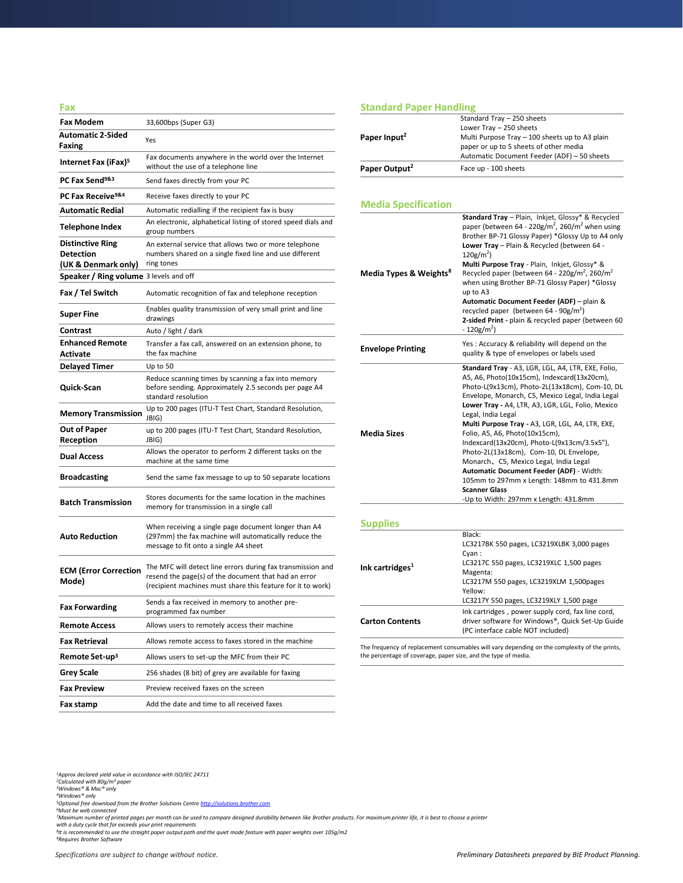## Fax

| | |
|---|---|
| **Fax Modem** | 33,600bps (Super G3) |
| **Automatic 2-Sided Faxing** | Yes |
| **Internet Fax (iFax)**[5] | Fax documents anywhere in the world over the Internet without the use of a telephone line |
| **PC Fax Send**[9&3] | Send faxes directly from your PC |
| **PC Fax Receive**[9&4] | Receive faxes directly to your PC |
| **Automatic Redial** | Automatic redialling if the recipient fax is busy |
| **Telephone Index** | An electronic, alphabetical listing of stored speed dials and group numbers |
| **Distinctive Ring Detection (UK & Denmark only)** | An external service that allows two or more telephone numbers shared on a single fixed line and use different ring tones |
| **Speaker / Ring volume** | 3 levels and off |
| **Fax / Tel Switch** | Automatic recognition of fax and telephone reception |
| **Super Fine** | Enables quality transmission of very small print and line drawings |
| **Contrast** | Auto / light / dark |
| **Enhanced Remote Activate** | Transfer a fax call, answered on an extension phone, to the fax machine |
| **Delayed Timer** | Up to 50 |
| **Quick-Scan** | Reduce scanning times by scanning a fax into memory before sending. Approximately 2.5 seconds per page A4 standard resolution |
| **Memory Transmission** | Up to 200 pages (ITU-T Test Chart, Standard Resolution, JBIG) |
| **Out of Paper Reception** | up to 200 pages (ITU-T Test Chart, Standard Resolution, JBIG) |
| **Dual Access** | Allows the operator to perform 2 different tasks on the machine at the same time |
| **Broadcasting** | Send the same fax message to up to 50 separate locations |
| **Batch Transmission** | Stores documents for the same location in the machines memory for transmission in a single call |
| **Auto Reduction** | When receiving a single page document longer than A4 (297mm) the fax machine will automatically reduce the message to fit onto a single A4 sheet |
| **ECM (Error Correction Mode)** | The MFC will detect line errors during fax transmission and resend the page(s) of the document that had an error (recipient machines must share this feature for it to work) |
| **Fax Forwarding** | Sends a fax received in memory to another pre-programmed fax number |
| **Remote Access** | Allows users to remotely access their machine |
| **Fax Retrieval** | Allows remote access to faxes stored in the machine |
| **Remote Set-up**[3] | Allows users to set-up the MFC from their PC |
| **Grey Scale** | 256 shades (8 bit) of grey are available for faxing |
| **Fax Preview** | Preview received faxes on the screen |
| **Fax stamp** | Add the date and time to all received faxes |

## Standard Paper Handling

| | |
|---|---|
| **Paper Input**[2] | Standard Tray – 250 sheets<br>Lower Tray – 250 sheets<br>Multi Purpose Tray – 100 sheets up to A3 plain paper or up to 5 sheets of other media<br>Automatic Document Feeder (ADF) – 50 sheets |
| **Paper Output**[2] | Face up - 100 sheets |

## Media Specification

| | |
|---|---|
| **Media Types & Weights**[8] | **Standard Tray** – Plain, Inkjet, Glossy* & Recycled paper (between 64 - 220g/m$^2$, 260/m$^2$ when using Brother BP-71 Glossy Paper) *Glossy Up to A4 only<br>**Lower Tray** – Plain & Recycled (between 64 - 120g/m$^2$)<br>**Multi Purpose Tray** - Plain, Inkjet, Glossy* & Recycled paper (between 64 - 220g/m$^2$, 260/m$^2$ when using Brother BP-71 Glossy Paper) *Glossy up to A3<br>**Automatic Document Feeder (ADF)** – plain & recycled paper (between 64 - 90g/m$^2$)<br>**2-sided Print -** plain & recycled paper (between 60 - 120g/m$^2$) |
| **Envelope Printing** | Yes : Accuracy & reliability will depend on the quality & type of envelopes or labels used |
| **Media Sizes** | **Standard Tray** - A3, LGR, LGL, A4, LTR, EXE, Folio, A5, A6, Photo(10x15cm), Indexcard(13x20cm), Photo-L(9x13cm), Photo-2L(13x18cm), Com-10, DL Envelope, Monarch, C5, Mexico Legal, India Legal<br>**Lower Tray -** A4, LTR, A3, LGR, LGL, Folio, Mexico Legal, India Legal<br>**Multi Purpose Tray -** A3, LGR, LGL, A4, LTR, EXE, Folio, A5, A6, Photo(10x15cm), Indexcard(13x20cm), Photo-L(9x13cm/3.5x5"), Photo-2L(13x18cm), Com-10, DL Envelope, Monarch、C5, Mexico Legal, India Legal<br>**Automatic Document Feeder (ADF)** - Width: 105mm to 297mm x Length: 148mm to 431.8mm<br>**Scanner Glass**<br>-Up to Width: 297mm x Length: 431.8mm |

## Supplies

| | |
|---|---|
| **Ink cartridges**[1] | Black:<br>LC3217BK 550 pages, LC3219XLBK 3,000 pages<br>Cyan :<br>LC3217C 550 pages, LC3219XLC 1,500 pages<br>Magenta:<br>LC3217M 550 pages, LC3219XLM 1,500pages<br>Yellow:<br>LC3217Y 550 pages, LC3219XLY 1,500 page |
| **Carton Contents** | Ink cartridges , power supply cord, fax line cord, driver software for Windows®, Quick Set-Up Guide (PC interface cable NOT included) |

The frequency of replacement consumables will vary depending on the complexity of the prints, the percentage of coverage, paper size, and the type of media.

*[1]Approx declared yield value in accordance with ISO/IEC 24711*
*[2]Calculated with 80g/m² paper*
*[3]Windows® & Mac® only*
*[4]Windows® only*
*[5]Optional free download from the Brother Solutions Centre http://solutions.brother.com*
*[6]Must be web connected*
*[7]Maximum number of printed pages per month can be used to compare designed durability between like Brother products. For maximum printer life, it is best to choose a printer with a duty cycle that far exceeds your print requirements*
*[8]It is recommended to use the straight paper output path and the quiet mode feature with paper weights over 105g/m2*
*[9]Requires Brother Software*

*Specifications are subject to change without notice.*

*Preliminary Datasheets prepared by BIE Product Planning.*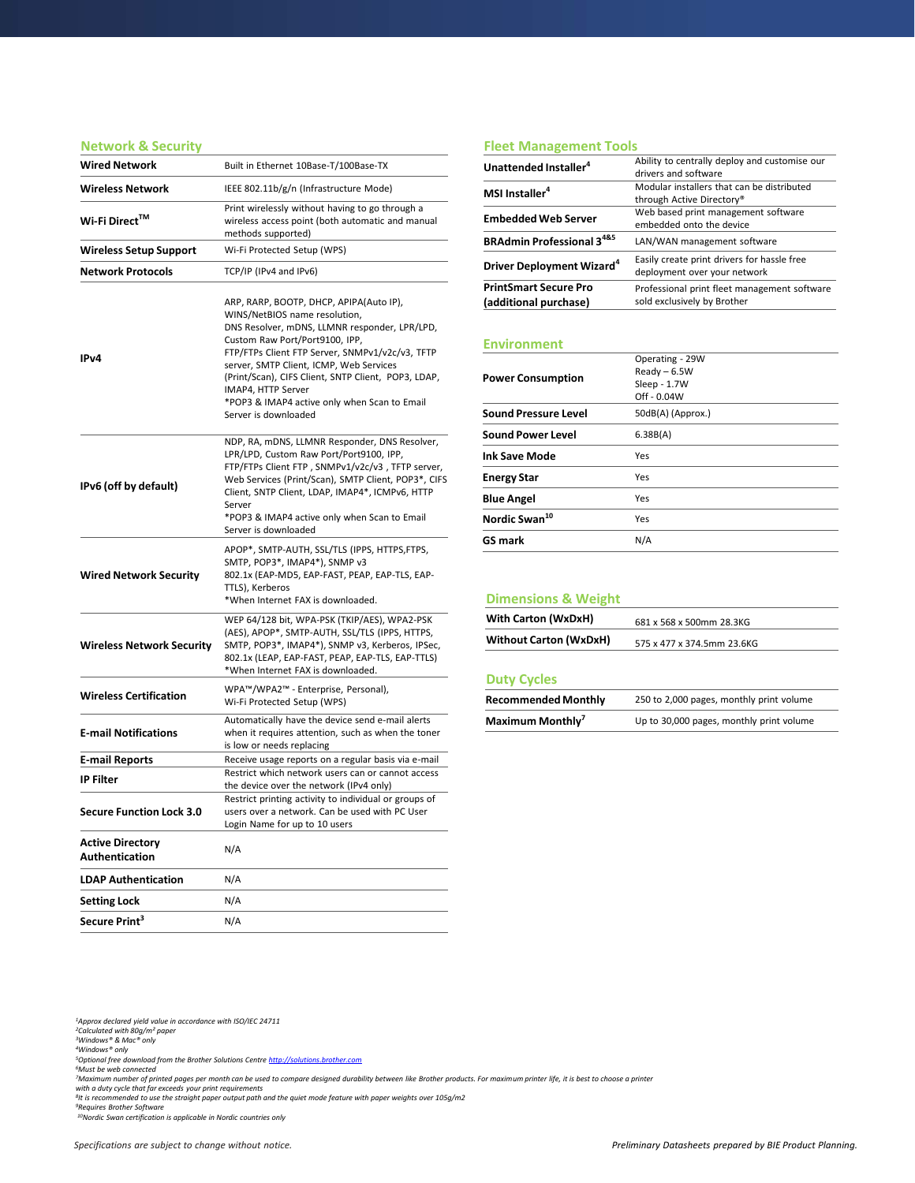## Network & Security

| | |
|---|---|
| **Wired Network** | Built in Ethernet 10Base-T/100Base-TX |
| **Wireless Network** | IEEE 802.11b/g/n (Infrastructure Mode) |
| **Wi-Fi Direct™** | Print wirelessly without having to go through a wireless access point (both automatic and manual methods supported) |
| **Wireless Setup Support** | Wi-Fi Protected Setup (WPS) |
| **Network Protocols** | TCP/IP (IPv4 and IPv6) |
| **IPv4** | ARP, RARP, BOOTP, DHCP, APIPA(Auto IP), WINS/NetBIOS name resolution, DNS Resolver, mDNS, LLMNR responder, LPR/LPD, Custom Raw Port/Port9100, IPP, FTP/FTPs Client FTP Server, SNMPv1/v2c/v3, TFTP server, SMTP Client, ICMP, Web Services (Print/Scan), CIFS Client, SNTP Client, POP3, LDAP, IMAP4, HTTP Server<br>*POP3 & IMAP4 active only when Scan to Email Server is downloaded |
| **IPv6 (off by default)** | NDP, RA, mDNS, LLMNR Responder, DNS Resolver, LPR/LPD, Custom Raw Port/Port9100, IPP, FTP/FTPs Client FTP , SNMPv1/v2c/v3 , TFTP server, Web Services (Print/Scan), SMTP Client, POP3*, CIFS Client, SNTP Client, LDAP, IMAP4*, ICMPv6, HTTP Server<br>*POP3 & IMAP4 active only when Scan to Email Server is downloaded |
| **Wired Network Security** | APOP*, SMTP-AUTH, SSL/TLS (IPPS, HTTPS,FTPS, SMTP, POP3*, IMAP4*), SNMP v3<br>802.1x (EAP-MD5, EAP-FAST, PEAP, EAP-TLS, EAP-TTLS), Kerberos<br>*When Internet FAX is downloaded. |
| **Wireless Network Security** | WEP 64/128 bit, WPA-PSK (TKIP/AES), WPA2-PSK (AES), APOP*, SMTP-AUTH, SSL/TLS (IPPS, HTTPS, SMTP, POP3*, IMAP4*), SNMP v3, Kerberos, IPSec, 802.1x (LEAP, EAP-FAST, PEAP, EAP-TLS, EAP-TTLS)<br>*When Internet FAX is downloaded. |
| **Wireless Certification** | WPA™/WPA2™ - Enterprise, Personal),<br>Wi-Fi Protected Setup (WPS) |
| **E-mail Notifications** | Automatically have the device send e-mail alerts when it requires attention, such as when the toner is low or needs replacing |
| **E-mail Reports** | Receive usage reports on a regular basis via e-mail |
| **IP Filter** | Restrict which network users can or cannot access the device over the network (IPv4 only) |
| **Secure Function Lock 3.0** | Restrict printing activity to individual or groups of users over a network. Can be used with PC User Login Name for up to 10 users |
| **Active Directory Authentication** | N/A |
| **LDAP Authentication** | N/A |
| **Setting Lock** | N/A |
| **Secure Print[3]** | N/A |

## Fleet Management Tools

| | |
|---|---|
| **Unattended Installer[4]** | Ability to centrally deploy and customise our drivers and software |
| **MSI Installer[4]** | Modular installers that can be distributed through Active Directory® |
| **Embedded Web Server** | Web based print management software embedded onto the device |
| **BRAdmin Professional 3[4&5]** | LAN/WAN management software |
| **Driver Deployment Wizard[4]** | Easily create print drivers for hassle free deployment over your network |
| **PrintSmart Secure Pro (additional purchase)** | Professional print fleet management software sold exclusively by Brother |

## Environment

| | |
|---|---|
| **Power Consumption** | Operating - 29W<br>Ready – 6.5W<br>Sleep - 1.7W<br>Off - 0.04W |
| **Sound Pressure Level** | 50dB(A) (Approx.) |
| **Sound Power Level** | 6.38B(A) |
| **Ink Save Mode** | Yes |
| **Energy Star** | Yes |
| **Blue Angel** | Yes |
| **Nordic Swan[10]** | Yes |
| **GS mark** | N/A |

## Dimensions & Weight

| | |
|---|---|
| **With Carton (WxDxH)** | 681 x 568 x 500mm 28.3KG |
| **Without Carton (WxDxH)** | 575 x 477 x 374.5mm 23.6KG |

## Duty Cycles

| | |
|---|---|
| **Recommended Monthly** | 250 to 2,000 pages, monthly print volume |
| **Maximum Monthly[7]** | Up to 30,000 pages, monthly print volume |

*[1]Approx declared yield value in accordance with ISO/IEC 24711*
*[2]Calculated with 80g/m² paper*
*[3]Windows® & Mac® only*
*[4]Windows® only*
*[5]Optional free download from the Brother Solutions Centre http://solutions.brother.com*
*[6]Must be web connected*
*[7]Maximum number of printed pages per month can be used to compare designed durability between like Brother products. For maximum printer life, it is best to choose a printer with a duty cycle that far exceeds your print requirements*
*[8]It is recommended to use the straight paper output path and the quiet mode feature with paper weights over 105g/m2*
*[9]Requires Brother Software*
*[10]Nordic Swan certification is applicable in Nordic countries only*

*Specifications are subject to change without notice.*

*Preliminary Datasheets prepared by BIE Product Planning.*